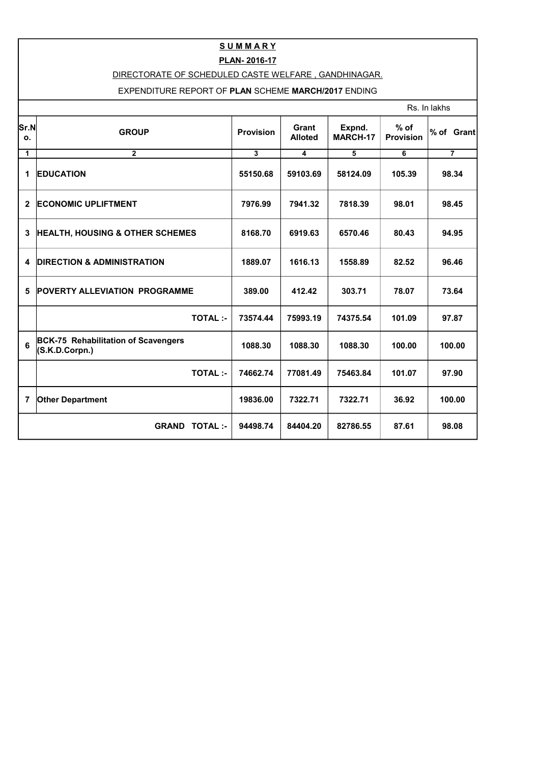# S U M M A R Y

## PLAN- 2016-17

DIRECTORATE OF SCHEDULED CASTE WELFARE , GANDHINAGAR.

EXPENDITURE REPORT OF **PLAN** SCHEME **MARCH/2017** ENDING

Rs. In lakhs

| Sr.No. | GROUP | Provision | Grant Alloted | Expnd. MARCH-17 | % of Provision | % of Grant |
|---|---|---|---|---|---|---|
| 1 | 2 | 3 | 4 | 5 | 6 | 7 |
| 1 | **EDUCATION** | **55150.68** | **59103.69** | **58124.09** | **105.39** | **98.34** |
| 2 | **ECONOMIC UPLIFTMENT** | **7976.99** | **7941.32** | **7818.39** | **98.01** | **98.45** |
| 3 | **HEALTH, HOUSING & OTHER SCHEMES** | **8168.70** | **6919.63** | **6570.46** | **80.43** | **94.95** |
| 4 | **DIRECTION & ADMINISTRATION** | **1889.07** | **1616.13** | **1558.89** | **82.52** | **96.46** |
| 5 | **POVERTY ALLEVIATION PROGRAMME** | **389.00** | **412.42** | **303.71** | **78.07** | **73.64** |
| | **TOTAL :-** | **73574.44** | **75993.19** | **74375.54** | **101.09** | **97.87** |
| 6 | **BCK-75 Rehabilitation of Scavengers (S.K.D.Corpn.)** | **1088.30** | **1088.30** | **1088.30** | **100.00** | **100.00** |
| | **TOTAL :-** | **74662.74** | **77081.49** | **75463.84** | **101.07** | **97.90** |
| 7 | **Other Department** | **19836.00** | **7322.71** | **7322.71** | **36.92** | **100.00** |
| | **GRAND TOTAL :-** | **94498.74** | **84404.20** | **82786.55** | **87.61** | **98.08** |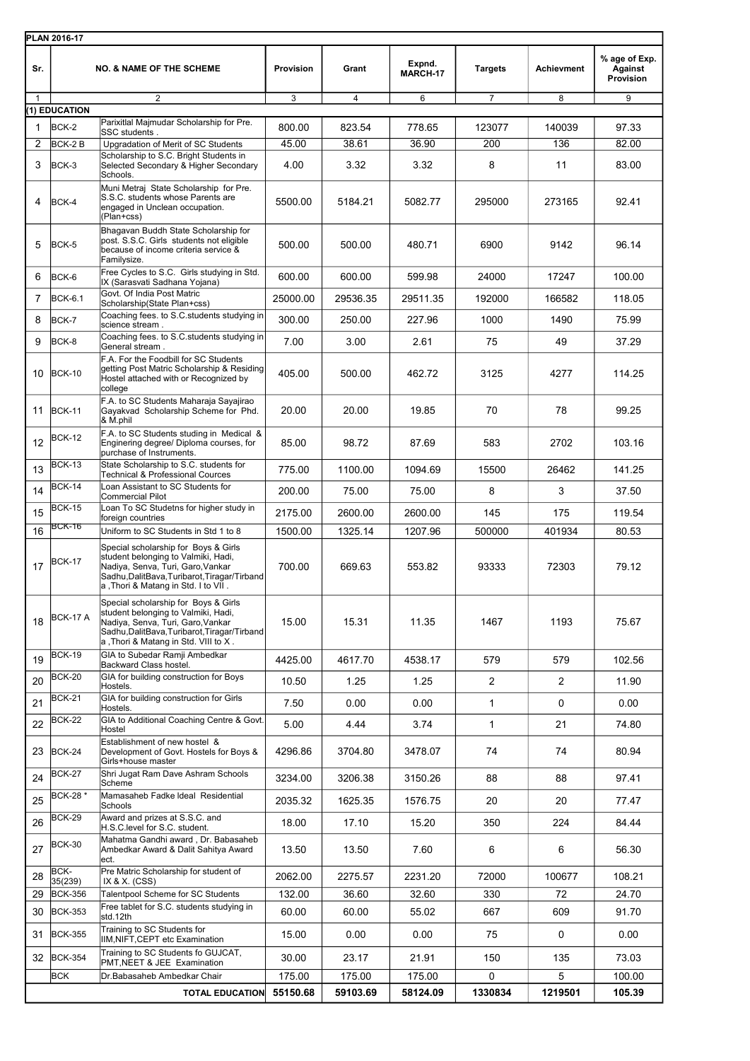**PLAN 2016-17**

| Sr. | NO. & NAME OF THE SCHEME | | Provision | Grant | Expnd. MARCH-17 | Targets | Achievment | % age of Exp. Against Provision |
|---|---|---|---|---|---|---|---|---|
| 1 | 2 | | 3 | 4 | 6 | 7 | 8 | 9 |
| **(1) EDUCATION** | | | | | | | | |
| 1 | BCK-2 | Parixitlal Majmudar Scholarship for Pre. SSC students . | 800.00 | 823.54 | 778.65 | 123077 | 140039 | 97.33 |
| 2 | BCK-2 B | Upgradation of Merit of SC Students | 45.00 | 38.61 | 36.90 | 200 | 136 | 82.00 |
| 3 | BCK-3 | Scholarship to S.C. Bright Students in Selected Secondary & Higher Secondary Schools. | 4.00 | 3.32 | 3.32 | 8 | 11 | 83.00 |
| 4 | BCK-4 | Muni Metraj State Scholarship for Pre. S.S.C. students whose Parents are engaged in Unclean occupation. (Plan+css) | 5500.00 | 5184.21 | 5082.77 | 295000 | 273165 | 92.41 |
| 5 | BCK-5 | Bhagavan Buddh State Scholarship for post. S.S.C. Girls students not eligible because of income criteria service & Familysize. | 500.00 | 500.00 | 480.71 | 6900 | 9142 | 96.14 |
| 6 | BCK-6 | Free Cycles to S.C. Girls studying in Std. IX (Sarasvati Sadhana Yojana) | 600.00 | 600.00 | 599.98 | 24000 | 17247 | 100.00 |
| 7 | BCK-6.1 | Govt. Of India Post Matric Scholarship(State Plan+css) | 25000.00 | 29536.35 | 29511.35 | 192000 | 166582 | 118.05 |
| 8 | BCK-7 | Coaching fees. to S.C.students studying in science stream . | 300.00 | 250.00 | 227.96 | 1000 | 1490 | 75.99 |
| 9 | BCK-8 | Coaching fees. to S.C.students studying in General stream . | 7.00 | 3.00 | 2.61 | 75 | 49 | 37.29 |
| 10 | BCK-10 | F.A. For the Foodbill for SC Students getting Post Matric Scholarship & Residing Hostel attached with or Recognized by college | 405.00 | 500.00 | 462.72 | 3125 | 4277 | 114.25 |
| 11 | BCK-11 | F.A. to SC Students Maharaja Sayajirao Gayakvad Scholarship Scheme for Phd. & M.phil | 20.00 | 20.00 | 19.85 | 70 | 78 | 99.25 |
| 12 | BCK-12 | F.A. to SC Students studing in Medical & Enginering degree/ Diploma courses, for purchase of Instruments. | 85.00 | 98.72 | 87.69 | 583 | 2702 | 103.16 |
| 13 | BCK-13 | State Scholarship to S.C. students for Technical & Professional Cources | 775.00 | 1100.00 | 1094.69 | 15500 | 26462 | 141.25 |
| 14 | BCK-14 | Loan Assistant to SC Students for Commercial Pilot | 200.00 | 75.00 | 75.00 | 8 | 3 | 37.50 |
| 15 | BCK-15 | Loan To SC Studetns for higher study in foreign countries | 2175.00 | 2600.00 | 2600.00 | 145 | 175 | 119.54 |
| 16 | BCK-16 | Uniform to SC Students in Std 1 to 8 | 1500.00 | 1325.14 | 1207.96 | 500000 | 401934 | 80.53 |
| 17 | BCK-17 | Special scholarship for Boys & Girls student belonging to Valmiki, Hadi, Nadiya, Senva, Turi, Garo,Vankar Sadhu,DalitBava,Turibarot,Tiragar/Tirband a ,Thori & Matang in Std. I to VII . | 700.00 | 669.63 | 553.82 | 93333 | 72303 | 79.12 |
| 18 | BCK-17 A | Special scholarship for Boys & Girls student belonging to Valmiki, Hadi, Nadiya, Senva, Turi, Garo,Vankar Sadhu,DalitBava,Turibarot,Tiragar/Tirband a ,Thori & Matang in Std. VIII to X . | 15.00 | 15.31 | 11.35 | 1467 | 1193 | 75.67 |
| 19 | BCK-19 | GIA to Subedar Ramji Ambedkar Backward Class hostel. | 4425.00 | 4617.70 | 4538.17 | 579 | 579 | 102.56 |
| 20 | BCK-20 | GIA for building construction for Boys Hostels. | 10.50 | 1.25 | 1.25 | 2 | 2 | 11.90 |
| 21 | BCK-21 | GIA for building construction for Girls Hostels. | 7.50 | 0.00 | 0.00 | 1 | 0 | 0.00 |
| 22 | BCK-22 | GIA to Additional Coaching Centre & Govt. Hostel | 5.00 | 4.44 | 3.74 | 1 | 21 | 74.80 |
| 23 | BCK-24 | Establishment of new hostel & Development of Govt. Hostels for Boys & Girls+house master | 4296.86 | 3704.80 | 3478.07 | 74 | 74 | 80.94 |
| 24 | BCK-27 | Shri Jugat Ram Dave Ashram Schools Scheme | 3234.00 | 3206.38 | 3150.26 | 88 | 88 | 97.41 |
| 25 | BCK-28 * | Mamasaheb Fadke Ideal Residential Schools | 2035.32 | 1625.35 | 1576.75 | 20 | 20 | 77.47 |
| 26 | BCK-29 | Award and prizes at S.S.C. and H.S.C.level for S.C. student. | 18.00 | 17.10 | 15.20 | 350 | 224 | 84.44 |
| 27 | BCK-30 | Mahatma Gandhi award , Dr. Babasaheb Ambedkar Award & Dalit Sahitya Award ect. | 13.50 | 13.50 | 7.60 | 6 | 6 | 56.30 |
| 28 | BCK-35(239) | Pre Matric Scholarship for student of IX & X. (CSS) | 2062.00 | 2275.57 | 2231.20 | 72000 | 100677 | 108.21 |
| 29 | BCK-356 | Talentpool Scheme for SC Students | 132.00 | 36.60 | 32.60 | 330 | 72 | 24.70 |
| 30 | BCK-353 | Free tablet for S.C. students studying in std.12th | 60.00 | 60.00 | 55.02 | 667 | 609 | 91.70 |
| 31 | BCK-355 | Training to SC Students for IIM,NIFT,CEPT etc Examination | 15.00 | 0.00 | 0.00 | 75 | 0 | 0.00 |
| 32 | BCK-354 | Training to SC Students fo GUJCAT, PMT,NEET & JEE Examination | 30.00 | 23.17 | 21.91 | 150 | 135 | 73.03 |
| | BCK | Dr.Babasaheb Ambedkar Chair | 175.00 | 175.00 | 175.00 | 0 | 5 | 100.00 |
| | | **TOTAL EDUCATION** | **55150.68** | **59103.69** | **58124.09** | **1330834** | **1219501** | **105.39** |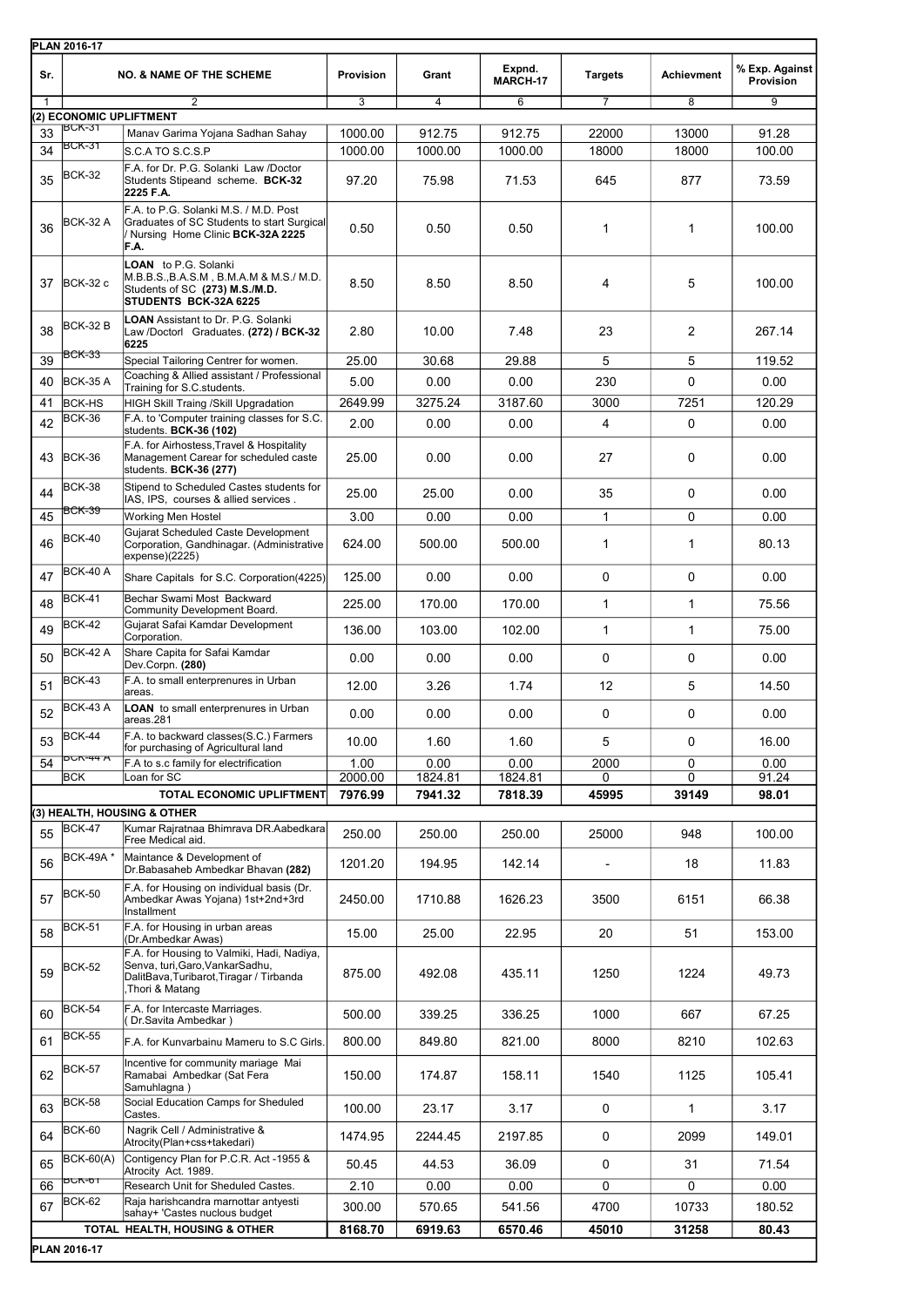**PLAN 2016-17**

| Sr. | | NO. & NAME OF THE SCHEME | Provision | Grant | Expnd. MARCH-17 | Targets | Achievment | % Exp. Against Provision |
|---|---|---|---|---|---|---|---|---|
| 1 | | 2 | 3 | 4 | 6 | 7 | 8 | 9 |
| **(2) ECONOMIC UPLIFTMENT** | | | | | | | | |
| 33 | BCK-31 | Manav Garima Yojana Sadhan Sahay | 1000.00 | 912.75 | 912.75 | 22000 | 13000 | 91.28 |
| 34 | BCK-31 | S.C.A TO S.C.S.P | 1000.00 | 1000.00 | 1000.00 | 18000 | 18000 | 100.00 |
| 35 | BCK-32 | F.A. for Dr. P.G. Solanki Law /Doctor Students Stipeand scheme. **BCK-32 2225 F.A.** | 97.20 | 75.98 | 71.53 | 645 | 877 | 73.59 |
| 36 | BCK-32 A | F.A. to P.G. Solanki M.S. / M.D. Post Graduates of SC Students to start Surgical / Nursing Home Clinic **BCK-32A 2225 F.A.** | 0.50 | 0.50 | 0.50 | 1 | 1 | 100.00 |
| 37 | BCK-32 c | **LOAN** to P.G. Solanki M.B.B.S.,B.A.S.M , B.M.A.M & M.S./ M.D. Students of SC **(273) M.S./M.D. STUDENTS BCK-32A 6225** | 8.50 | 8.50 | 8.50 | 4 | 5 | 100.00 |
| 38 | BCK-32 B | **LOAN** Assistant to Dr. P.G. Solanki Law /Doctorl Graduates. **(272) / BCK-32 6225** | 2.80 | 10.00 | 7.48 | 23 | 2 | 267.14 |
| 39 | BCK-33 | Special Tailoring Centrer for women. | 25.00 | 30.68 | 29.88 | 5 | 5 | 119.52 |
| 40 | BCK-35 A | Coaching & Allied assistant / Professional Training for S.C.students. | 5.00 | 0.00 | 0.00 | 230 | 0 | 0.00 |
| 41 | BCK-HS | HIGH Skill Traing /Skill Upgradation | 2649.99 | 3275.24 | 3187.60 | 3000 | 7251 | 120.29 |
| 42 | BCK-36 | F.A. to 'Computer training classes for S.C. students. **BCK-36 (102)** | 2.00 | 0.00 | 0.00 | 4 | 0 | 0.00 |
| 43 | BCK-36 | F.A. for Airhostess,Travel & Hospitality Management Carear for scheduled caste students. **BCK-36 (277)** | 25.00 | 0.00 | 0.00 | 27 | 0 | 0.00 |
| 44 | BCK-38 | Stipend to Scheduled Castes students for IAS, IPS, courses & allied services . | 25.00 | 25.00 | 0.00 | 35 | 0 | 0.00 |
| 45 | BCK-39 | Working Men Hostel | 3.00 | 0.00 | 0.00 | 1 | 0 | 0.00 |
| 46 | BCK-40 | Gujarat Scheduled Caste Development Corporation, Gandhinagar. (Administrative expense)(2225) | 624.00 | 500.00 | 500.00 | 1 | 1 | 80.13 |
| 47 | BCK-40 A | Share Capitals for S.C. Corporation(4225) | 125.00 | 0.00 | 0.00 | 0 | 0 | 0.00 |
| 48 | BCK-41 | Bechar Swami Most Backward Community Development Board. | 225.00 | 170.00 | 170.00 | 1 | 1 | 75.56 |
| 49 | BCK-42 | Gujarat Safai Kamdar Development Corporation. | 136.00 | 103.00 | 102.00 | 1 | 1 | 75.00 |
| 50 | BCK-42 A | Share Capita for Safai Kamdar Dev.Corpn. **(280)** | 0.00 | 0.00 | 0.00 | 0 | 0 | 0.00 |
| 51 | BCK-43 | F.A. to small enterprenures in Urban areas. | 12.00 | 3.26 | 1.74 | 12 | 5 | 14.50 |
| 52 | BCK-43 A | **LOAN** to small enterprenures in Urban areas.281 | 0.00 | 0.00 | 0.00 | 0 | 0 | 0.00 |
| 53 | BCK-44 | F.A. to backward classes(S.C.) Farmers for purchasing of Agricultural land | 10.00 | 1.60 | 1.60 | 5 | 0 | 16.00 |
| 54 | BCK-44 A | F.A to s.c family for electrification | 1.00 | 0.00 | 0.00 | 2000 | 0 | 0.00 |
| | BCK | Loan for SC | 2000.00 | 1824.81 | 1824.81 | 0 | 0 | 91.24 |
| | | **TOTAL ECONOMIC UPLIFTMENT** | **7976.99** | **7941.32** | **7818.39** | **45995** | **39149** | **98.01** |
| **(3) HEALTH, HOUSING & OTHER** | | | | | | | | |
| 55 | BCK-47 | Kumar Rajratnaa Bhimrava DR.Aabedkara Free Medical aid. | 250.00 | 250.00 | 250.00 | 25000 | 948 | 100.00 |
| 56 | BCK-49A * | Maintance & Development of Dr.Babasaheb Ambedkar Bhavan **(282)** | 1201.20 | 194.95 | 142.14 | - | 18 | 11.83 |
| 57 | BCK-50 | F.A. for Housing on individual basis (Dr. Ambedkar Awas Yojana) 1st+2nd+3rd Installment | 2450.00 | 1710.88 | 1626.23 | 3500 | 6151 | 66.38 |
| 58 | BCK-51 | F.A. for Housing in urban areas (Dr.Ambedkar Awas) | 15.00 | 25.00 | 22.95 | 20 | 51 | 153.00 |
| 59 | BCK-52 | F.A. for Housing to Valmiki, Hadi, Nadiya, Senva, turi,Garo,VankarSadhu, DalitBava,Turibarot,Tiragar / Tirbanda ,Thori & Matang | 875.00 | 492.08 | 435.11 | 1250 | 1224 | 49.73 |
| 60 | BCK-54 | F.A. for Intercaste Marriages. ( Dr.Savita Ambedkar ) | 500.00 | 339.25 | 336.25 | 1000 | 667 | 67.25 |
| 61 | BCK-55 | F.A. for Kunvarbainu Mameru to S.C Girls. | 800.00 | 849.80 | 821.00 | 8000 | 8210 | 102.63 |
| 62 | BCK-57 | Incentive for community mariage Mai Ramabai Ambedkar (Sat Fera Samuhlagna ) | 150.00 | 174.87 | 158.11 | 1540 | 1125 | 105.41 |
| 63 | BCK-58 | Social Education Camps for Sheduled Castes. | 100.00 | 23.17 | 3.17 | 0 | 1 | 3.17 |
| 64 | BCK-60 | Nagrik Cell / Administrative & Atrocity(Plan+css+takedari) | 1474.95 | 2244.45 | 2197.85 | 0 | 2099 | 149.01 |
| 65 | BCK-60(A) | Contigency Plan for P.C.R. Act -1955 & Atrocity Act. 1989. | 50.45 | 44.53 | 36.09 | 0 | 31 | 71.54 |
| 66 | BCK-61 | Research Unit for Sheduled Castes. | 2.10 | 0.00 | 0.00 | 0 | 0 | 0.00 |
| 67 | BCK-62 | Raja harishcandra marnottar antyesti sahay+ 'Castes nuclous budget | 300.00 | 570.65 | 541.56 | 4700 | 10733 | 180.52 |
| | | **TOTAL HEALTH, HOUSING & OTHER** | **8168.70** | **6919.63** | **6570.46** | **45010** | **31258** | **80.43** |

**PLAN 2016-17**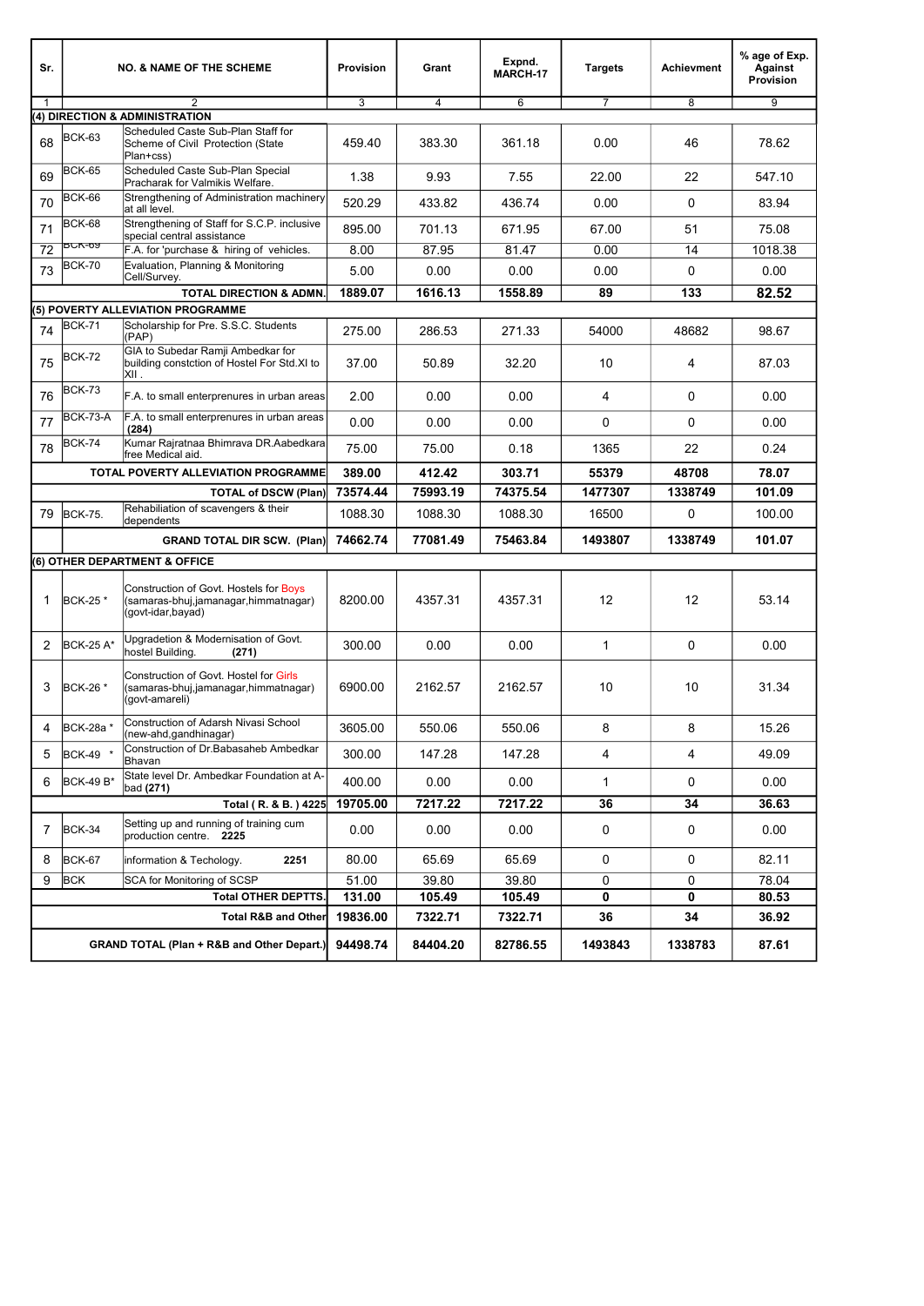| Sr. | NO. & NAME OF THE SCHEME | | Provision | Grant | Expnd. MARCH-17 | Targets | Achievment | % age of Exp. Against Provision |
|---|---|---|---|---|---|---|---|---|
| 1 | 2 | | 3 | 4 | 6 | 7 | 8 | 9 |
| **(4) DIRECTION & ADMINISTRATION** | | | | | | | | |
| 68 | BCK-63 | Scheduled Caste Sub-Plan Staff for Scheme of Civil Protection (State Plan+css) | 459.40 | 383.30 | 361.18 | 0.00 | 46 | 78.62 |
| 69 | BCK-65 | Scheduled Caste Sub-Plan Special Pracharak for Valmikis Welfare. | 1.38 | 9.93 | 7.55 | 22.00 | 22 | 547.10 |
| 70 | BCK-66 | Strengthening of Administration machinery at all level. | 520.29 | 433.82 | 436.74 | 0.00 | 0 | 83.94 |
| 71 | BCK-68 | Strengthening of Staff for S.C.P. inclusive special central assistance | 895.00 | 701.13 | 671.95 | 67.00 | 51 | 75.08 |
| 72 | BCK-69 | F.A. for 'purchase & hiring of vehicles. | 8.00 | 87.95 | 81.47 | 0.00 | 14 | 1018.38 |
| 73 | BCK-70 | Evaluation, Planning & Monitoring Cell/Survey. | 5.00 | 0.00 | 0.00 | 0.00 | 0 | 0.00 |
| | | **TOTAL DIRECTION & ADMN.** | **1889.07** | **1616.13** | **1558.89** | **89** | **133** | **82.52** |
| **(5) POVERTY ALLEVIATION PROGRAMME** | | | | | | | | |
| 74 | BCK-71 | Scholarship for Pre. S.S.C. Students (PAP) | 275.00 | 286.53 | 271.33 | 54000 | 48682 | 98.67 |
| 75 | BCK-72 | GIA to Subedar Ramji Ambedkar for building constction of Hostel For Std.XI to XII . | 37.00 | 50.89 | 32.20 | 10 | 4 | 87.03 |
| 76 | BCK-73 | F.A. to small enterprenures in urban areas | 2.00 | 0.00 | 0.00 | 4 | 0 | 0.00 |
| 77 | BCK-73-A | F.A. to small enterprenures in urban areas **(284)** | 0.00 | 0.00 | 0.00 | 0 | 0 | 0.00 |
| 78 | BCK-74 | Kumar Rajratnaa Bhimrava DR.Aabedkara free Medical aid. | 75.00 | 75.00 | 0.18 | 1365 | 22 | 0.24 |
| | | **TOTAL POVERTY ALLEVIATION PROGRAMME** | **389.00** | **412.42** | **303.71** | **55379** | **48708** | **78.07** |
| | | **TOTAL of DSCW (Plan)** | **73574.44** | **75993.19** | **74375.54** | **1477307** | **1338749** | **101.09** |
| 79 | BCK-75. | Rehabiliation of scavengers & their dependents | 1088.30 | 1088.30 | 1088.30 | 16500 | 0 | 100.00 |
| | | **GRAND TOTAL DIR SCW. (Plan)** | **74662.74** | **77081.49** | **75463.84** | **1493807** | **1338749** | **101.07** |
| **(6) OTHER DEPARTMENT & OFFICE** | | | | | | | | |
| 1 | BCK-25 * | Construction of Govt. Hostels for Boys (samaras-bhuj,jamanagar,himmatnagar) (govt-idar,bayad) | 8200.00 | 4357.31 | 4357.31 | 12 | 12 | 53.14 |
| 2 | BCK-25 A* | Upgradetion & Modernisation of Govt. hostel Building. **(271)** | 300.00 | 0.00 | 0.00 | 1 | 0 | 0.00 |
| 3 | BCK-26 * | Construction of Govt. Hostel for Girls (samaras-bhuj,jamanagar,himmatnagar) (govt-amareli) | 6900.00 | 2162.57 | 2162.57 | 10 | 10 | 31.34 |
| 4 | BCK-28a * | Construction of Adarsh Nivasi School (new-ahd,gandhinagar) | 3605.00 | 550.06 | 550.06 | 8 | 8 | 15.26 |
| 5 | BCK-49 * | Construction of Dr.Babasaheb Ambedkar Bhavan | 300.00 | 147.28 | 147.28 | 4 | 4 | 49.09 |
| 6 | BCK-49 B* | State level Dr. Ambedkar Foundation at A-bad **(271)** | 400.00 | 0.00 | 0.00 | 1 | 0 | 0.00 |
| | | **Total ( R. & B. ) 4225** | **19705.00** | **7217.22** | **7217.22** | **36** | **34** | **36.63** |
| 7 | BCK-34 | Setting up and running of training cum production centre. **2225** | 0.00 | 0.00 | 0.00 | 0 | 0 | 0.00 |
| 8 | BCK-67 | information & Techology. **2251** | 80.00 | 65.69 | 65.69 | 0 | 0 | 82.11 |
| 9 | BCK | SCA for Monitoring of SCSP | 51.00 | 39.80 | 39.80 | 0 | 0 | 78.04 |
| | | **Total OTHER DEPTTS.** | **131.00** | **105.49** | **105.49** | **0** | **0** | **80.53** |
| | | **Total R&B and Other** | **19836.00** | **7322.71** | **7322.71** | **36** | **34** | **36.92** |
| | | **GRAND TOTAL (Plan + R&B and Other Depart.)** | **94498.74** | **84404.20** | **82786.55** | **1493843** | **1338783** | **87.61** |